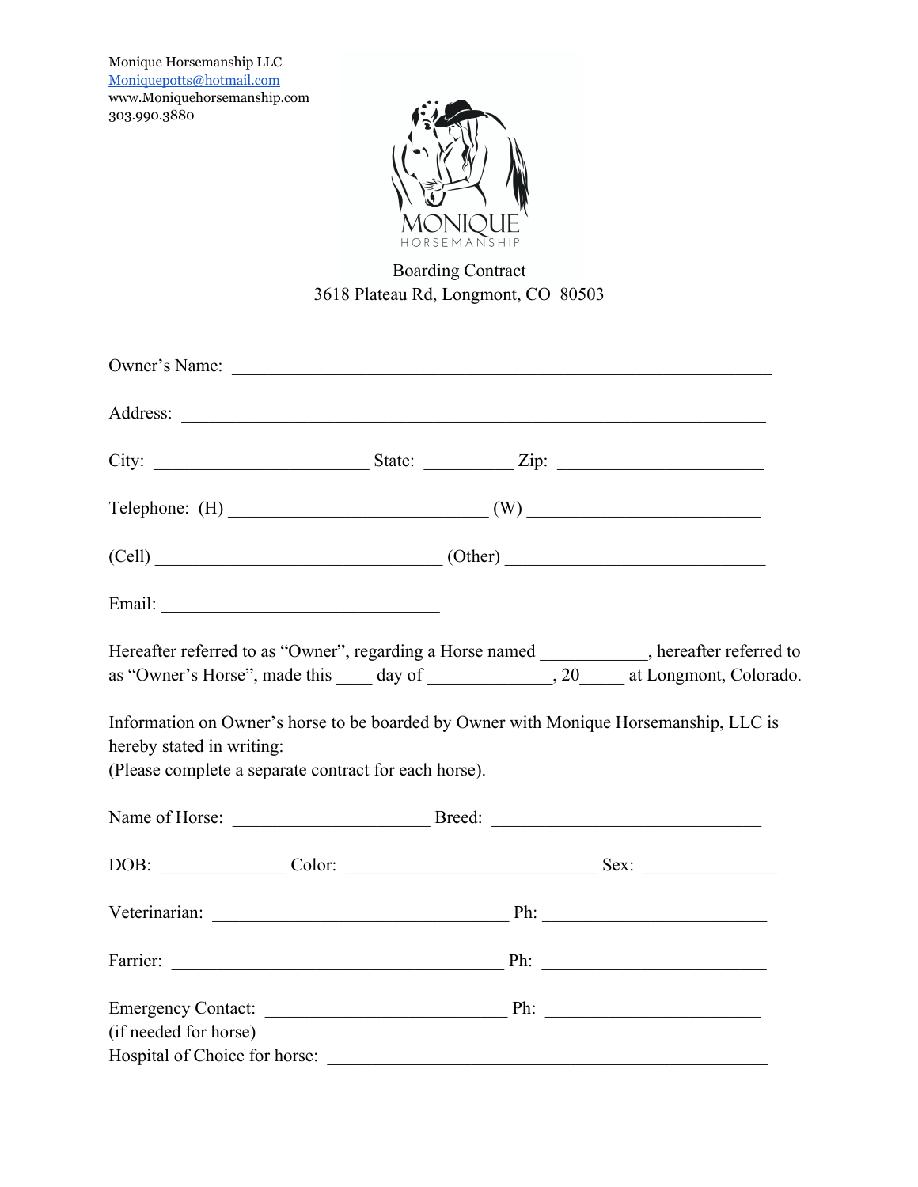Monique Horsemanship LLC
Moniquepotts@hotmail.com
www.Moniquehorsemanship.com
303.990.3880

MONIQUE
HORSEMANSHIP

Boarding Contract
3618 Plateau Rd, Longmont, CO 80503

Owner's Name: ____________________________________________________________

Address: ______________________________________________________________

City: _______________________ State: _________ Zip: ______________________

Telephone: (H) ____________________________ (W) _________________________

(Cell) _______________________________ (Other) ____________________________

Email: ______________________________

Hereafter referred to as "Owner", regarding a Horse named ___________, hereafter referred to as "Owner's Horse", made this ____ day of _____________, 20_____ at Longmont, Colorado.

Information on Owner's horse to be boarded by Owner with Monique Horsemanship, LLC is hereby stated in writing:
(Please complete a separate contract for each horse).

Name of Horse: _____________________ Breed: _____________________________

DOB: _____________ Color: ___________________________ Sex: ______________

Veterinarian: ________________________________ Ph: _______________________

Farrier: ____________________________________ Ph: _______________________

Emergency Contact: __________________________ Ph: _______________________
(if needed for horse)
Hospital of Choice for horse: ______________________________________________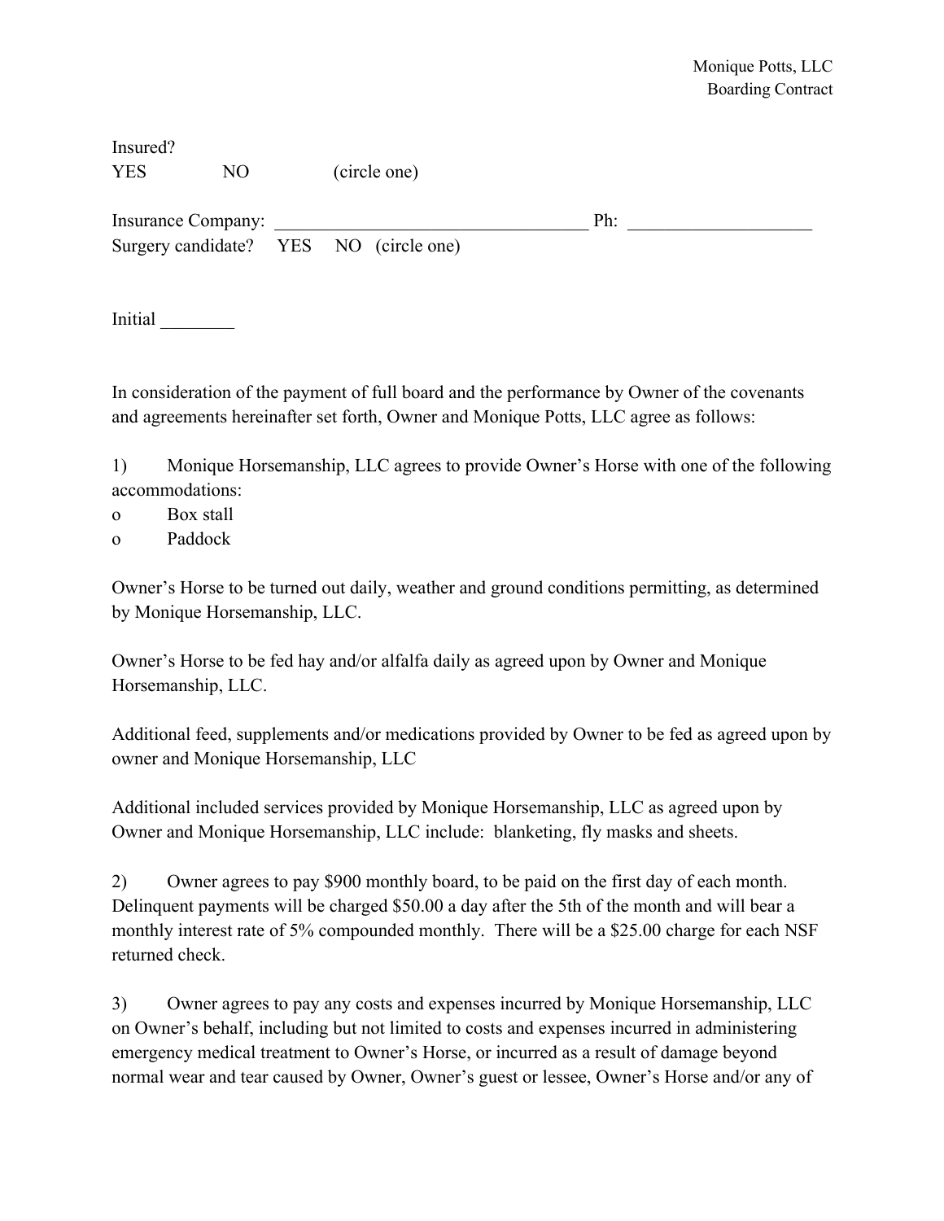Insured?

YES NO (circle one)

Insurance Company: ___________________________________ Ph: ____________________

Surgery candidate? YES NO (circle one)

Initial ________

In consideration of the payment of full board and the performance by Owner of the covenants and agreements hereinafter set forth, Owner and Monique Potts, LLC agree as follows:

1) Monique Horsemanship, LLC agrees to provide Owner's Horse with one of the following accommodations:

- o Box stall
- o Paddock

Owner's Horse to be turned out daily, weather and ground conditions permitting, as determined by Monique Horsemanship, LLC.

Owner's Horse to be fed hay and/or alfalfa daily as agreed upon by Owner and Monique Horsemanship, LLC.

Additional feed, supplements and/or medications provided by Owner to be fed as agreed upon by owner and Monique Horsemanship, LLC

Additional included services provided by Monique Horsemanship, LLC as agreed upon by Owner and Monique Horsemanship, LLC include: blanketing, fly masks and sheets.

2) Owner agrees to pay $900 monthly board, to be paid on the first day of each month. Delinquent payments will be charged $50.00 a day after the 5th of the month and will bear a monthly interest rate of 5% compounded monthly. There will be a $25.00 charge for each NSF returned check.

3) Owner agrees to pay any costs and expenses incurred by Monique Horsemanship, LLC on Owner's behalf, including but not limited to costs and expenses incurred in administering emergency medical treatment to Owner's Horse, or incurred as a result of damage beyond normal wear and tear caused by Owner, Owner's guest or lessee, Owner's Horse and/or any of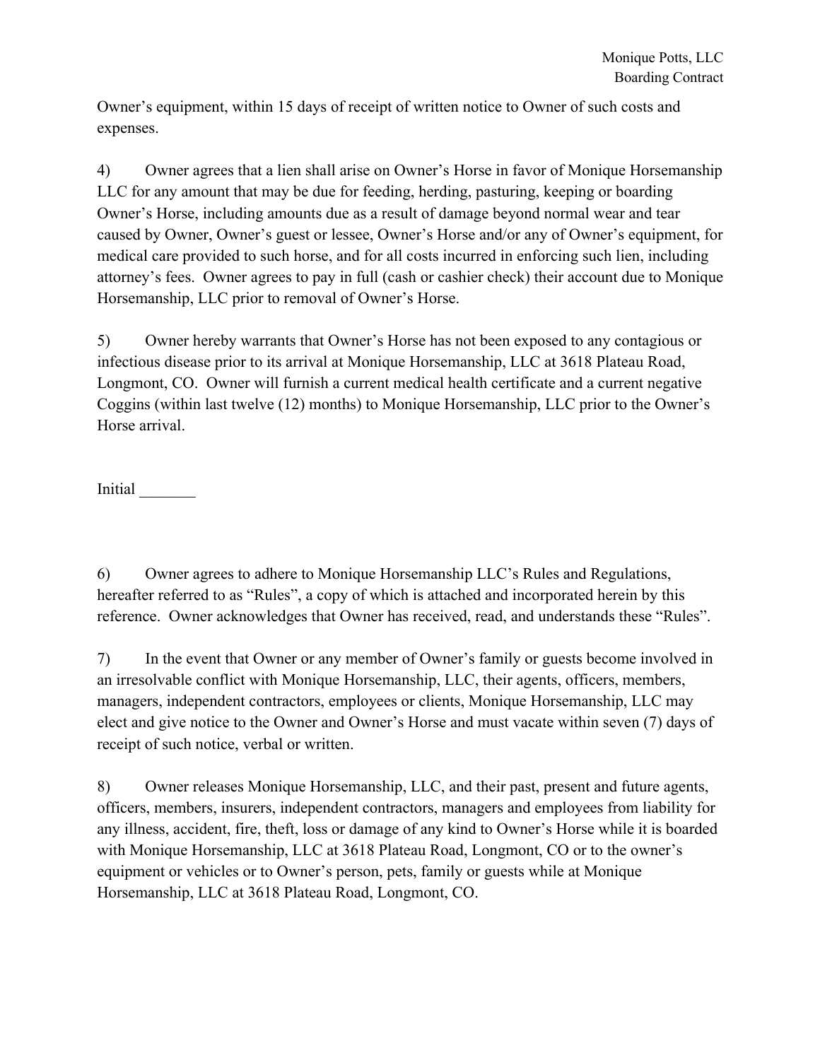Owner's equipment, within 15 days of receipt of written notice to Owner of such costs and expenses.

4) Owner agrees that a lien shall arise on Owner's Horse in favor of Monique Horsemanship LLC for any amount that may be due for feeding, herding, pasturing, keeping or boarding Owner's Horse, including amounts due as a result of damage beyond normal wear and tear caused by Owner, Owner's guest or lessee, Owner's Horse and/or any of Owner's equipment, for medical care provided to such horse, and for all costs incurred in enforcing such lien, including attorney's fees. Owner agrees to pay in full (cash or cashier check) their account due to Monique Horsemanship, LLC prior to removal of Owner's Horse.

5) Owner hereby warrants that Owner's Horse has not been exposed to any contagious or infectious disease prior to its arrival at Monique Horsemanship, LLC at 3618 Plateau Road, Longmont, CO. Owner will furnish a current medical health certificate and a current negative Coggins (within last twelve (12) months) to Monique Horsemanship, LLC prior to the Owner's Horse arrival.

Initial _______

6) Owner agrees to adhere to Monique Horsemanship LLC's Rules and Regulations, hereafter referred to as "Rules", a copy of which is attached and incorporated herein by this reference. Owner acknowledges that Owner has received, read, and understands these "Rules".

7) In the event that Owner or any member of Owner's family or guests become involved in an irresolvable conflict with Monique Horsemanship, LLC, their agents, officers, members, managers, independent contractors, employees or clients, Monique Horsemanship, LLC may elect and give notice to the Owner and Owner's Horse and must vacate within seven (7) days of receipt of such notice, verbal or written.

8) Owner releases Monique Horsemanship, LLC, and their past, present and future agents, officers, members, insurers, independent contractors, managers and employees from liability for any illness, accident, fire, theft, loss or damage of any kind to Owner's Horse while it is boarded with Monique Horsemanship, LLC at 3618 Plateau Road, Longmont, CO or to the owner's equipment or vehicles or to Owner's person, pets, family or guests while at Monique Horsemanship, LLC at 3618 Plateau Road, Longmont, CO.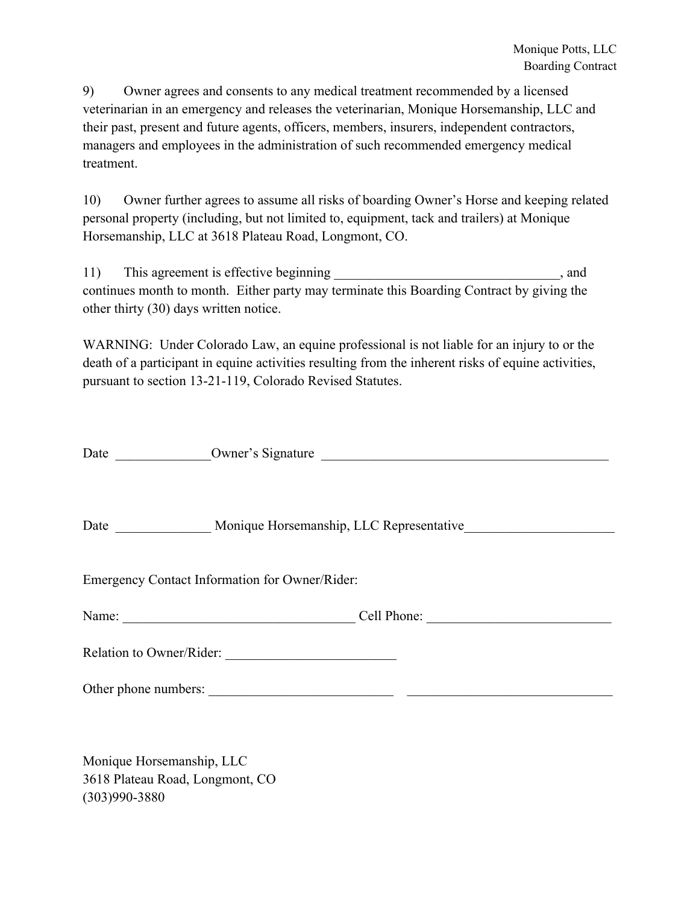9) Owner agrees and consents to any medical treatment recommended by a licensed veterinarian in an emergency and releases the veterinarian, Monique Horsemanship, LLC and their past, present and future agents, officers, members, insurers, independent contractors, managers and employees in the administration of such recommended emergency medical treatment.

10) Owner further agrees to assume all risks of boarding Owner's Horse and keeping related personal property (including, but not limited to, equipment, tack and trailers) at Monique Horsemanship, LLC at 3618 Plateau Road, Longmont, CO.

11) This agreement is effective beginning _________________________________, and continues month to month. Either party may terminate this Boarding Contract by giving the other thirty (30) days written notice.

WARNING: Under Colorado Law, an equine professional is not liable for an injury to or the death of a participant in equine activities resulting from the inherent risks of equine activities, pursuant to section 13-21-119, Colorado Revised Statutes.

Date ______________ Owner's Signature ___________________________________________

Date ______________ Monique Horsemanship, LLC Representative______________________

Emergency Contact Information for Owner/Rider:

Name: __________________________________ Cell Phone: ___________________________

Relation to Owner/Rider: _________________________

Other phone numbers: ___________________________ ______________________________

Monique Horsemanship, LLC
3618 Plateau Road, Longmont, CO
(303)990-3880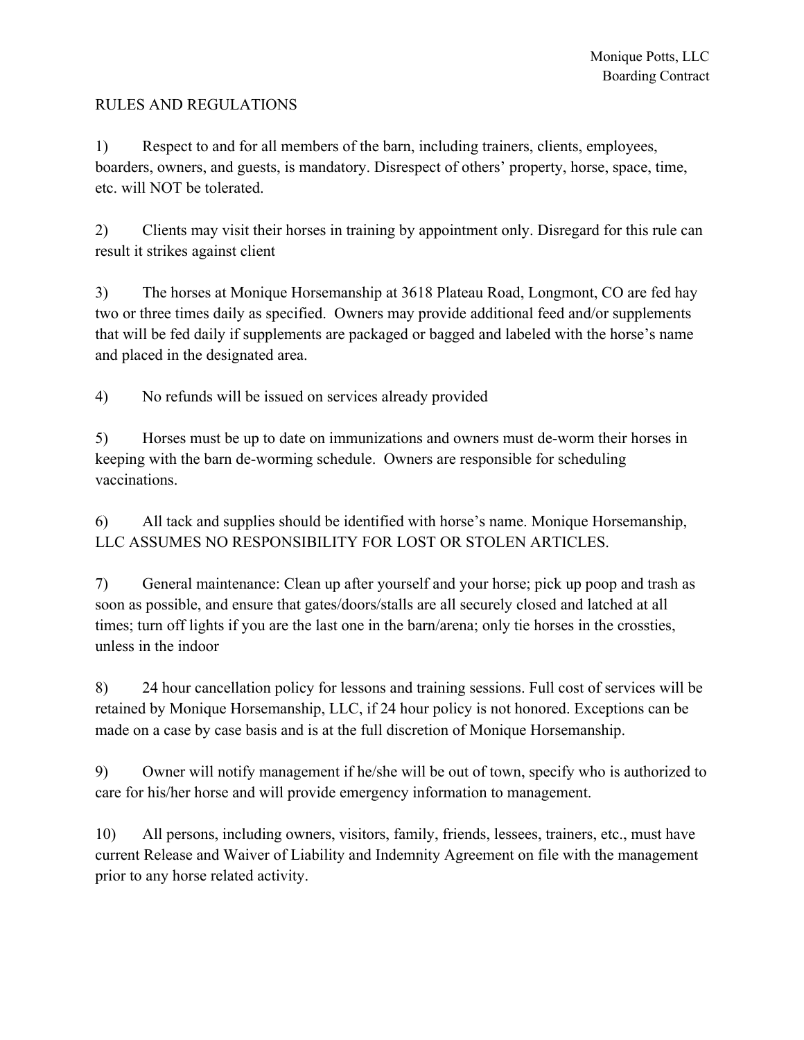Monique Potts, LLC
Boarding Contract

RULES AND REGULATIONS

1) Respect to and for all members of the barn, including trainers, clients, employees, boarders, owners, and guests, is mandatory. Disrespect of others' property, horse, space, time, etc. will NOT be tolerated.

2) Clients may visit their horses in training by appointment only. Disregard for this rule can result it strikes against client

3) The horses at Monique Horsemanship at 3618 Plateau Road, Longmont, CO are fed hay two or three times daily as specified. Owners may provide additional feed and/or supplements that will be fed daily if supplements are packaged or bagged and labeled with the horse's name and placed in the designated area.

4) No refunds will be issued on services already provided

5) Horses must be up to date on immunizations and owners must de-worm their horses in keeping with the barn de-worming schedule. Owners are responsible for scheduling vaccinations.

6) All tack and supplies should be identified with horse's name. Monique Horsemanship, LLC ASSUMES NO RESPONSIBILITY FOR LOST OR STOLEN ARTICLES.

7) General maintenance: Clean up after yourself and your horse; pick up poop and trash as soon as possible, and ensure that gates/doors/stalls are all securely closed and latched at all times; turn off lights if you are the last one in the barn/arena; only tie horses in the crossties, unless in the indoor

8) 24 hour cancellation policy for lessons and training sessions. Full cost of services will be retained by Monique Horsemanship, LLC, if 24 hour policy is not honored. Exceptions can be made on a case by case basis and is at the full discretion of Monique Horsemanship.

9) Owner will notify management if he/she will be out of town, specify who is authorized to care for his/her horse and will provide emergency information to management.

10) All persons, including owners, visitors, family, friends, lessees, trainers, etc., must have current Release and Waiver of Liability and Indemnity Agreement on file with the management prior to any horse related activity.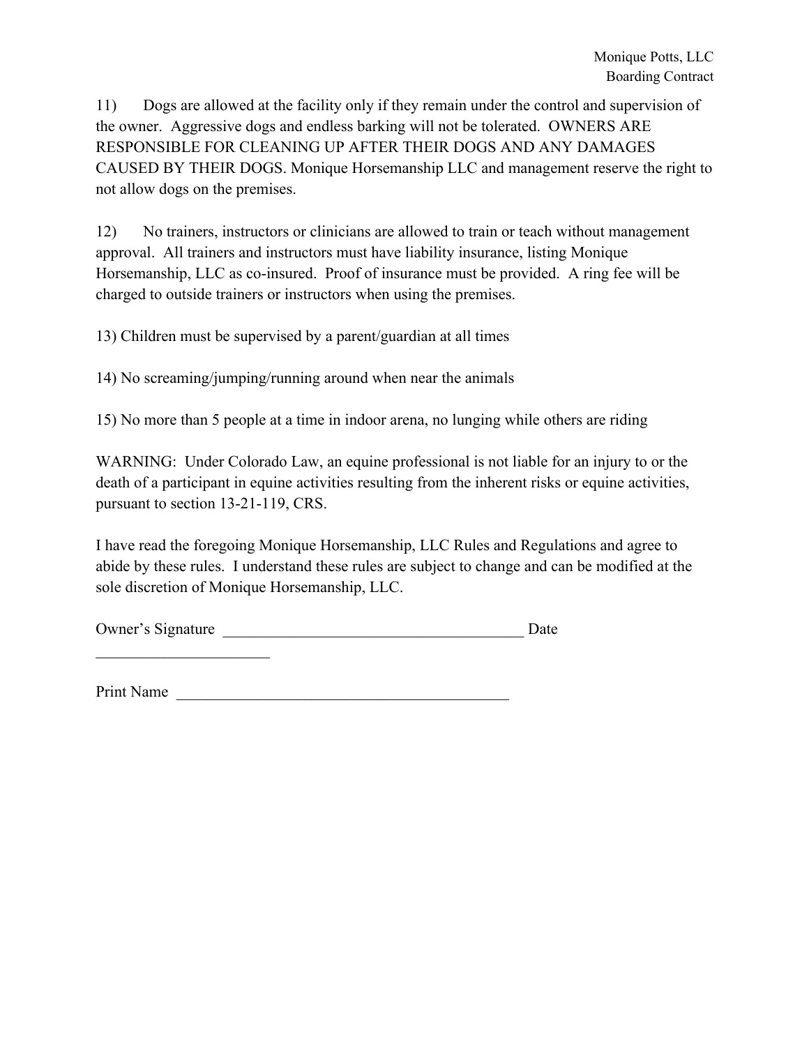11) Dogs are allowed at the facility only if they remain under the control and supervision of the owner. Aggressive dogs and endless barking will not be tolerated. OWNERS ARE RESPONSIBLE FOR CLEANING UP AFTER THEIR DOGS AND ANY DAMAGES CAUSED BY THEIR DOGS. Monique Horsemanship LLC and management reserve the right to not allow dogs on the premises.

12) No trainers, instructors or clinicians are allowed to train or teach without management approval. All trainers and instructors must have liability insurance, listing Monique Horsemanship, LLC as co-insured. Proof of insurance must be provided. A ring fee will be charged to outside trainers or instructors when using the premises.

13) Children must be supervised by a parent/guardian at all times

14) No screaming/jumping/running around when near the animals

15) No more than 5 people at a time in indoor arena, no lunging while others are riding

WARNING: Under Colorado Law, an equine professional is not liable for an injury to or the death of a participant in equine activities resulting from the inherent risks or equine activities, pursuant to section 13-21-119, CRS.

I have read the foregoing Monique Horsemanship, LLC Rules and Regulations and agree to abide by these rules. I understand these rules are subject to change and can be modified at the sole discretion of Monique Horsemanship, LLC.

Owner's Signature ________________________________________ Date ______________________

Print Name ____________________________________________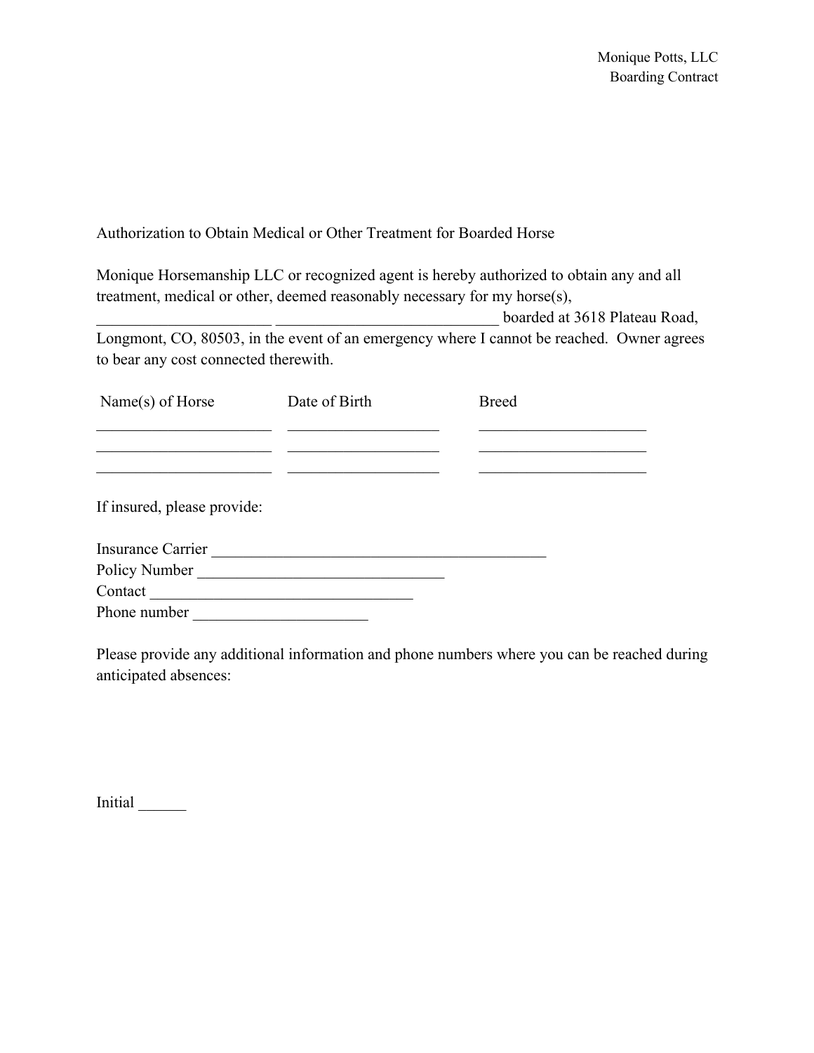Authorization to Obtain Medical or Other Treatment for Boarded Horse

Monique Horsemanship LLC or recognized agent is hereby authorized to obtain any and all treatment, medical or other, deemed reasonably necessary for my horse(s), ______________________ ____________________________ boarded at 3618 Plateau Road, Longmont, CO, 80503, in the event of an emergency where I cannot be reached. Owner agrees to bear any cost connected therewith.

| Name(s) of Horse | Date of Birth | Breed |
|---|---|---|
| ______________________ | ___________________ | _____________________ |
| ______________________ | ___________________ | _____________________ |
| ______________________ | ___________________ | _____________________ |

If insured, please provide:

Insurance Carrier ___________________________________________

Policy Number ________________________________

Contact __________________________________

Phone number ______________________

Please provide any additional information and phone numbers where you can be reached during anticipated absences:

Initial ______